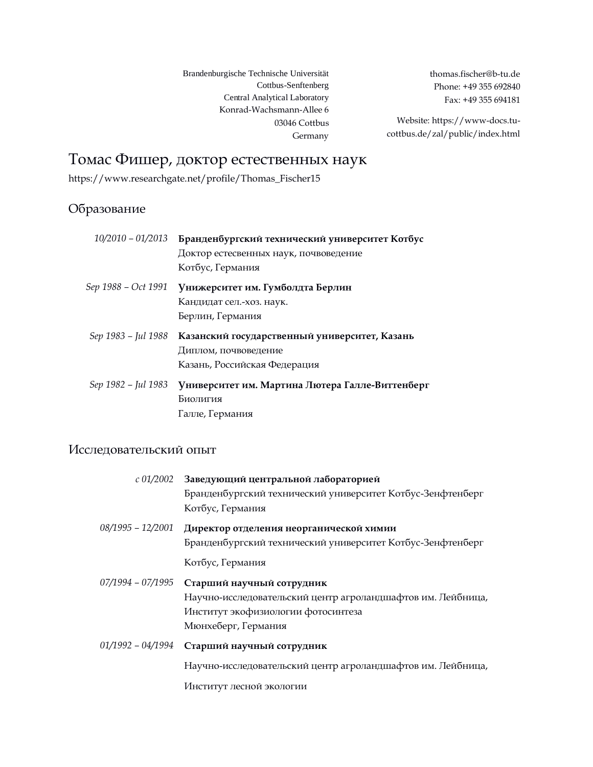Brandenburgische Technische Universität
Cottbus-Senftenberg
Central Analytical Laboratory
Konrad-Wachsmann-Allee 6
03046 Cottbus
Germany

thomas.fischer@b-tu.de
Phone: +49 355 692840
Fax: +49 355 694181

Website: https://www-docs.tu-cottbus.de/zal/public/index.html

# Томас Фишер, доктор естественных наук

https://www.researchgate.net/profile/Thomas_Fischer15

## Образование

*10/2010 – 01/2013* **Бранденбургский технический университет Котбус**
Доктор естесвенных наук, почвоведение
Котбус, Германия

*Sep 1988 – Oct 1991* **Унижерситет им. Гумболдта Берлин**
Кандидат сел.-хоз. наук.
Берлин, Германия

*Sep 1983 – Jul 1988* **Казанский государственный университет, Казань**
Диплом, почвоведение
Казань, Российская Федерация

*Sep 1982 – Jul 1983* **Университет им. Мартина Лютера Галле-Виттенберг**
Биолигия
Галле, Германия

## Исследовательский опыт

*с 01/2002* **Заведующий центральной лабораторией**
Бранденбургский технический университет Котбус-Зенфтенберг
Котбус, Германия

*08/1995 – 12/2001* **Директор отделения неорганической химии**
Бранденбургский технический университет Котбус-Зенфтенберг
Котбус, Германия

*07/1994 – 07/1995* **Старший научный сотрудник**
Научно-исследовательский центр агроландшафтов им. Лейбница,
Институт экофизиологии фотосинтеза
Мюнхеберг, Германия

*01/1992 – 04/1994* **Старший научный сотрудник**
Научно-исследовательский центр агроландшафтов им. Лейбница,
Институт лесной экологии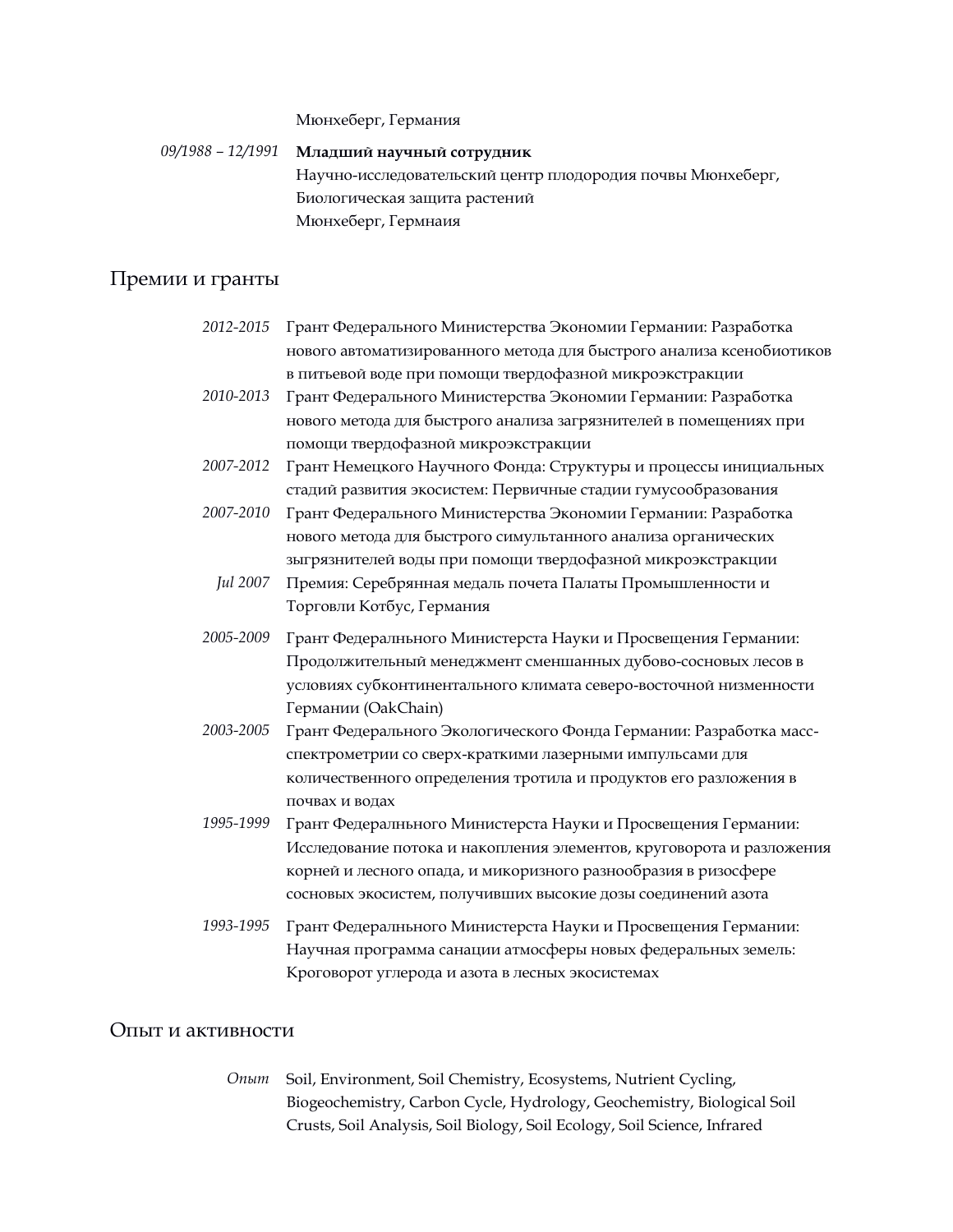Мюнхеберг, Германия

*09/1988 – 12/1991* **Младший научный сотрудник**
Научно-исследовательский центр плодородия почвы Мюнхеберг,
Биологическая защита растений
Мюнхеберг, Гермнаия

## Премии и гранты

*2012-2015* Грант Федерального Министерства Экономии Германии: Разработка нового автоматизированного метода для быстрого анализа ксенобиотиков в питьевой воде при помощи твердофазной микроэкстракции

*2010-2013* Грант Федерального Министерства Экономии Германии: Разработка нового метода для быстрого анализа загрязнителей в помещениях при помощи твердофазной микроэкстракции

*2007-2012* Грант Немецкого Научного Фонда: Структуры и процессы инициальных стадий развития экосистем: Первичные стадии гумусообразования

*2007-2010* Грант Федерального Министерства Экономии Германии: Разработка нового метода для быстрого симультанного анализа органических зыгрязнителей воды при помощи твердофазной микроэкстракции

*Jul 2007* Премия: Серебрянная медаль почета Палаты Промышленности и Торговли Котбус, Германия

*2005-2009* Грант Федералньного Министерста Науки и Просвещения Германии: Продолжительный менеджмент сменшанных дубово-сосновых лесов в условиях субконтинентального климата северо-восточной низменности Германии (OakChain)

*2003-2005* Грант Федерального Экологического Фонда Германии: Разработка масс-спектрометрии со сверх-краткими лазерными импульсами для количественного определения тротила и продуктов его разложения в почвах и водах

*1995-1999* Грант Федералньного Министерста Науки и Просвещения Германии: Исследование потока и накопления элементов, круговорота и разложения корней и лесного опада, и микоризного разнообразия в ризосфере сосновых экосистем, получивших высокие дозы соединений азота

*1993-1995* Грант Федералньного Министерста Науки и Просвещения Германии: Научная программа санации атмосферы новых федеральных земель: Кроговорот углерода и азота в лесных экосистемах

## Опыт и активности

*Опыт* Soil, Environment, Soil Chemistry, Ecosystems, Nutrient Cycling, Biogeochemistry, Carbon Cycle, Hydrology, Geochemistry, Biological Soil Crusts, Soil Analysis, Soil Biology, Soil Ecology, Soil Science, Infrared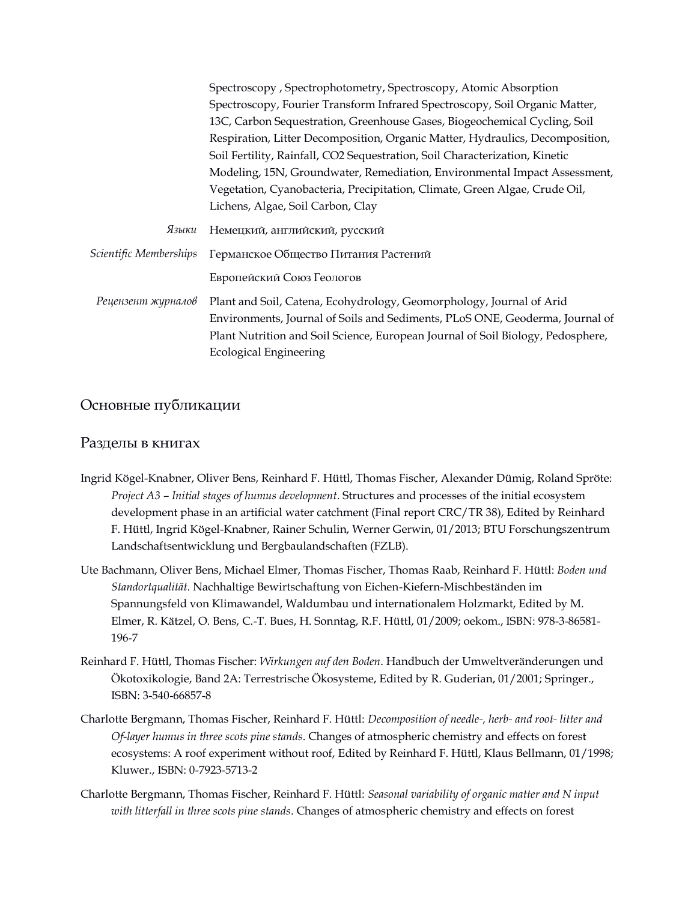Spectroscopy , Spectrophotometry, Spectroscopy, Atomic Absorption Spectroscopy, Fourier Transform Infrared Spectroscopy, Soil Organic Matter, 13C, Carbon Sequestration, Greenhouse Gases, Biogeochemical Cycling, Soil Respiration, Litter Decomposition, Organic Matter, Hydraulics, Decomposition, Soil Fertility, Rainfall, CO2 Sequestration, Soil Characterization, Kinetic Modeling, 15N, Groundwater, Remediation, Environmental Impact Assessment, Vegetation, Cyanobacteria, Precipitation, Climate, Green Algae, Crude Oil, Lichens, Algae, Soil Carbon, Clay

*Языки* Немецкий, английский, русский

*Scientific Memberships* Германское Общество Питания Растений

Европейский Союз Геологов

*Рецензент журналов* Plant and Soil, Catena, Ecohydrology, Geomorphology, Journal of Arid Environments, Journal of Soils and Sediments, PLoS ONE, Geoderma, Journal of Plant Nutrition and Soil Science, European Journal of Soil Biology, Pedosphere, Ecological Engineering

## Основные публикации

## Разделы в книгах

Ingrid Kögel-Knabner, Oliver Bens, Reinhard F. Hüttl, Thomas Fischer, Alexander Dümig, Roland Spröte: *Project A3 – Initial stages of humus development*. Structures and processes of the initial ecosystem development phase in an artificial water catchment (Final report CRC/TR 38), Edited by Reinhard F. Hüttl, Ingrid Kögel-Knabner, Rainer Schulin, Werner Gerwin, 01/2013; BTU Forschungszentrum Landschaftsentwicklung und Bergbaulandschaften (FZLB).

Ute Bachmann, Oliver Bens, Michael Elmer, Thomas Fischer, Thomas Raab, Reinhard F. Hüttl: *Boden und Standortqualität*. Nachhaltige Bewirtschaftung von Eichen-Kiefern-Mischbeständen im Spannungsfeld von Klimawandel, Waldumbau und internationalem Holzmarkt, Edited by M. Elmer, R. Kätzel, O. Bens, C.-T. Bues, H. Sonntag, R.F. Hüttl, 01/2009; oekom., ISBN: 978-3-86581-196-7

Reinhard F. Hüttl, Thomas Fischer: *Wirkungen auf den Boden*. Handbuch der Umweltveränderungen und Ökotoxikologie, Band 2A: Terrestrische Ökosysteme, Edited by R. Guderian, 01/2001; Springer., ISBN: 3-540-66857-8

Charlotte Bergmann, Thomas Fischer, Reinhard F. Hüttl: *Decomposition of needle-, herb- and root- litter and Of-layer humus in three scots pine stands*. Changes of atmospheric chemistry and effects on forest ecosystems: A roof experiment without roof, Edited by Reinhard F. Hüttl, Klaus Bellmann, 01/1998; Kluwer., ISBN: 0-7923-5713-2

Charlotte Bergmann, Thomas Fischer, Reinhard F. Hüttl: *Seasonal variability of organic matter and N input with litterfall in three scots pine stands*. Changes of atmospheric chemistry and effects on forest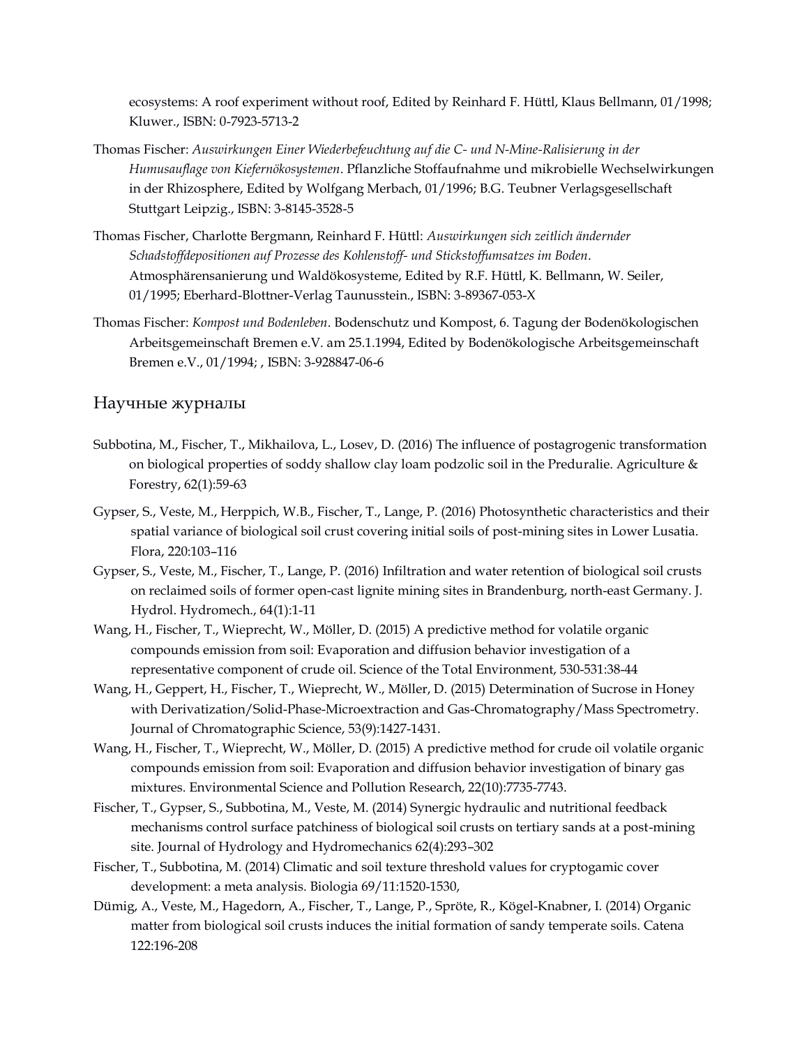ecosystems: A roof experiment without roof, Edited by Reinhard F. Hüttl, Klaus Bellmann, 01/1998; Kluwer., ISBN: 0-7923-5713-2

Thomas Fischer: *Auswirkungen Einer Wiederbefeuchtung auf die C- und N-Mine-Ralisierung in der Humusauflage von Kiefernökosystemen*. Pflanzliche Stoffaufnahme und mikrobielle Wechselwirkungen in der Rhizosphere, Edited by Wolfgang Merbach, 01/1996; B.G. Teubner Verlagsgesellschaft Stuttgart Leipzig., ISBN: 3-8145-3528-5

Thomas Fischer, Charlotte Bergmann, Reinhard F. Hüttl: *Auswirkungen sich zeitlich ändernder Schadstoffdepositionen auf Prozesse des Kohlenstoff- und Stickstoffumsatzes im Boden*. Atmosphärensanierung und Waldökosysteme, Edited by R.F. Hüttl, K. Bellmann, W. Seiler, 01/1995; Eberhard-Blottner-Verlag Taunusstein., ISBN: 3-89367-053-X

Thomas Fischer: *Kompost und Bodenleben*. Bodenschutz und Kompost, 6. Tagung der Bodenökologischen Arbeitsgemeinschaft Bremen e.V. am 25.1.1994, Edited by Bodenökologische Arbeitsgemeinschaft Bremen e.V., 01/1994; , ISBN: 3-928847-06-6

## Научные журналы

Subbotina, M., Fischer, T., Mikhailova, L., Losev, D. (2016) The influence of postagrogenic transformation on biological properties of soddy shallow clay loam podzolic soil in the Preduralie. Agriculture & Forestry, 62(1):59-63

Gypser, S., Veste, M., Herppich, W.B., Fischer, T., Lange, P. (2016) Photosynthetic characteristics and their spatial variance of biological soil crust covering initial soils of post-mining sites in Lower Lusatia. Flora, 220:103–116

Gypser, S., Veste, M., Fischer, T., Lange, P. (2016) Infiltration and water retention of biological soil crusts on reclaimed soils of former open-cast lignite mining sites in Brandenburg, north-east Germany. J. Hydrol. Hydromech., 64(1):1-11

Wang, H., Fischer, T., Wieprecht, W., Möller, D. (2015) A predictive method for volatile organic compounds emission from soil: Evaporation and diffusion behavior investigation of a representative component of crude oil. Science of the Total Environment, 530-531:38-44

Wang, H., Geppert, H., Fischer, T., Wieprecht, W., Möller, D. (2015) Determination of Sucrose in Honey with Derivatization/Solid-Phase-Microextraction and Gas-Chromatography/Mass Spectrometry. Journal of Chromatographic Science, 53(9):1427-1431.

Wang, H., Fischer, T., Wieprecht, W., Möller, D. (2015) A predictive method for crude oil volatile organic compounds emission from soil: Evaporation and diffusion behavior investigation of binary gas mixtures. Environmental Science and Pollution Research, 22(10):7735-7743.

Fischer, T., Gypser, S., Subbotina, M., Veste, M. (2014) Synergic hydraulic and nutritional feedback mechanisms control surface patchiness of biological soil crusts on tertiary sands at a post-mining site. Journal of Hydrology and Hydromechanics 62(4):293–302

Fischer, T., Subbotina, M. (2014) Climatic and soil texture threshold values for cryptogamic cover development: a meta analysis. Biologia 69/11:1520-1530,

Dümig, A., Veste, M., Hagedorn, A., Fischer, T., Lange, P., Spröte, R., Kögel-Knabner, I. (2014) Organic matter from biological soil crusts induces the initial formation of sandy temperate soils. Catena 122:196-208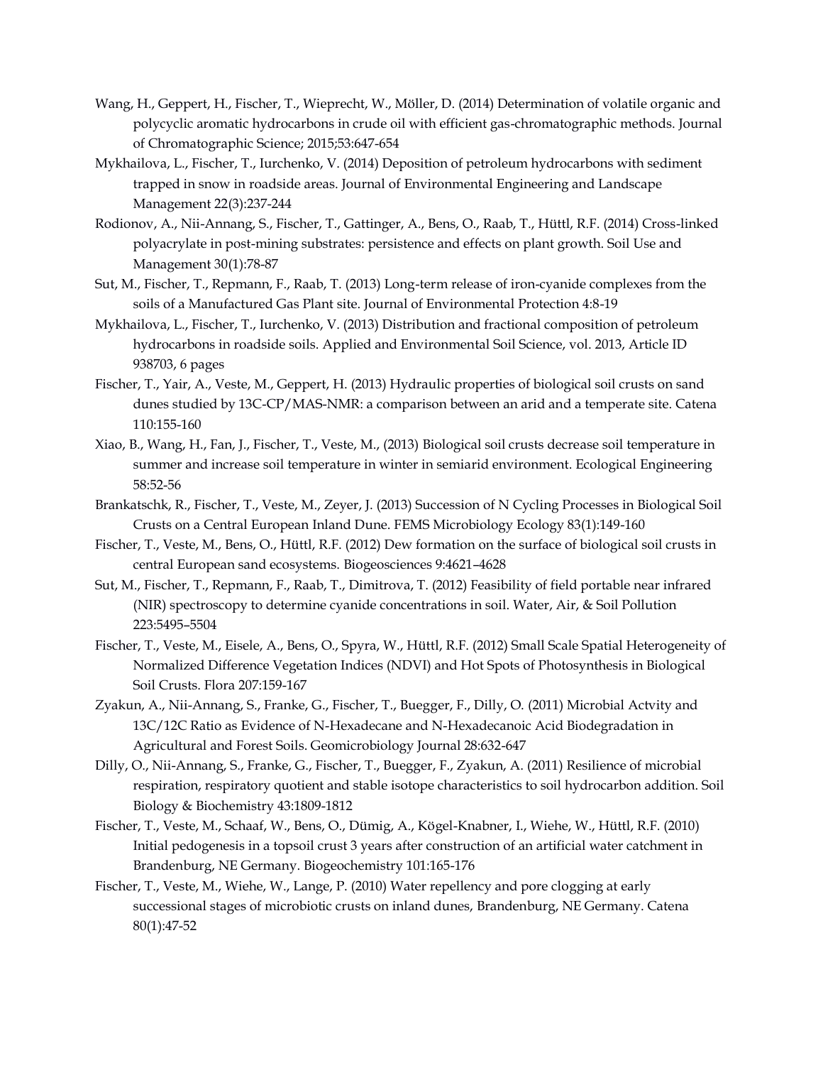Wang, H., Geppert, H., Fischer, T., Wieprecht, W., Möller, D. (2014) Determination of volatile organic and polycyclic aromatic hydrocarbons in crude oil with efficient gas-chromatographic methods. Journal of Chromatographic Science; 2015;53:647-654

Mykhailova, L., Fischer, T., Iurchenko, V. (2014) Deposition of petroleum hydrocarbons with sediment trapped in snow in roadside areas. Journal of Environmental Engineering and Landscape Management 22(3):237-244

Rodionov, A., Nii-Annang, S., Fischer, T., Gattinger, A., Bens, O., Raab, T., Hüttl, R.F. (2014) Cross-linked polyacrylate in post-mining substrates: persistence and effects on plant growth. Soil Use and Management 30(1):78-87

Sut, M., Fischer, T., Repmann, F., Raab, T. (2013) Long-term release of iron-cyanide complexes from the soils of a Manufactured Gas Plant site. Journal of Environmental Protection 4:8-19

Mykhailova, L., Fischer, T., Iurchenko, V. (2013) Distribution and fractional composition of petroleum hydrocarbons in roadside soils. Applied and Environmental Soil Science, vol. 2013, Article ID 938703, 6 pages

Fischer, T., Yair, A., Veste, M., Geppert, H. (2013) Hydraulic properties of biological soil crusts on sand dunes studied by 13C-CP/MAS-NMR: a comparison between an arid and a temperate site. Catena 110:155-160

Xiao, B., Wang, H., Fan, J., Fischer, T., Veste, M., (2013) Biological soil crusts decrease soil temperature in summer and increase soil temperature in winter in semiarid environment. Ecological Engineering 58:52-56

Brankatschk, R., Fischer, T., Veste, M., Zeyer, J. (2013) Succession of N Cycling Processes in Biological Soil Crusts on a Central European Inland Dune. FEMS Microbiology Ecology 83(1):149-160

Fischer, T., Veste, M., Bens, O., Hüttl, R.F. (2012) Dew formation on the surface of biological soil crusts in central European sand ecosystems. Biogeosciences 9:4621–4628

Sut, M., Fischer, T., Repmann, F., Raab, T., Dimitrova, T. (2012) Feasibility of field portable near infrared (NIR) spectroscopy to determine cyanide concentrations in soil. Water, Air, & Soil Pollution 223:5495–5504

Fischer, T., Veste, M., Eisele, A., Bens, O., Spyra, W., Hüttl, R.F. (2012) Small Scale Spatial Heterogeneity of Normalized Difference Vegetation Indices (NDVI) and Hot Spots of Photosynthesis in Biological Soil Crusts. Flora 207:159-167

Zyakun, A., Nii-Annang, S., Franke, G., Fischer, T., Buegger, F., Dilly, O. (2011) Microbial Actvity and 13C/12C Ratio as Evidence of N-Hexadecane and N-Hexadecanoic Acid Biodegradation in Agricultural and Forest Soils. Geomicrobiology Journal 28:632-647

Dilly, O., Nii-Annang, S., Franke, G., Fischer, T., Buegger, F., Zyakun, A. (2011) Resilience of microbial respiration, respiratory quotient and stable isotope characteristics to soil hydrocarbon addition. Soil Biology & Biochemistry 43:1809-1812

Fischer, T., Veste, M., Schaaf, W., Bens, O., Dümig, A., Kögel-Knabner, I., Wiehe, W., Hüttl, R.F. (2010) Initial pedogenesis in a topsoil crust 3 years after construction of an artificial water catchment in Brandenburg, NE Germany. Biogeochemistry 101:165-176

Fischer, T., Veste, M., Wiehe, W., Lange, P. (2010) Water repellency and pore clogging at early successional stages of microbiotic crusts on inland dunes, Brandenburg, NE Germany. Catena 80(1):47-52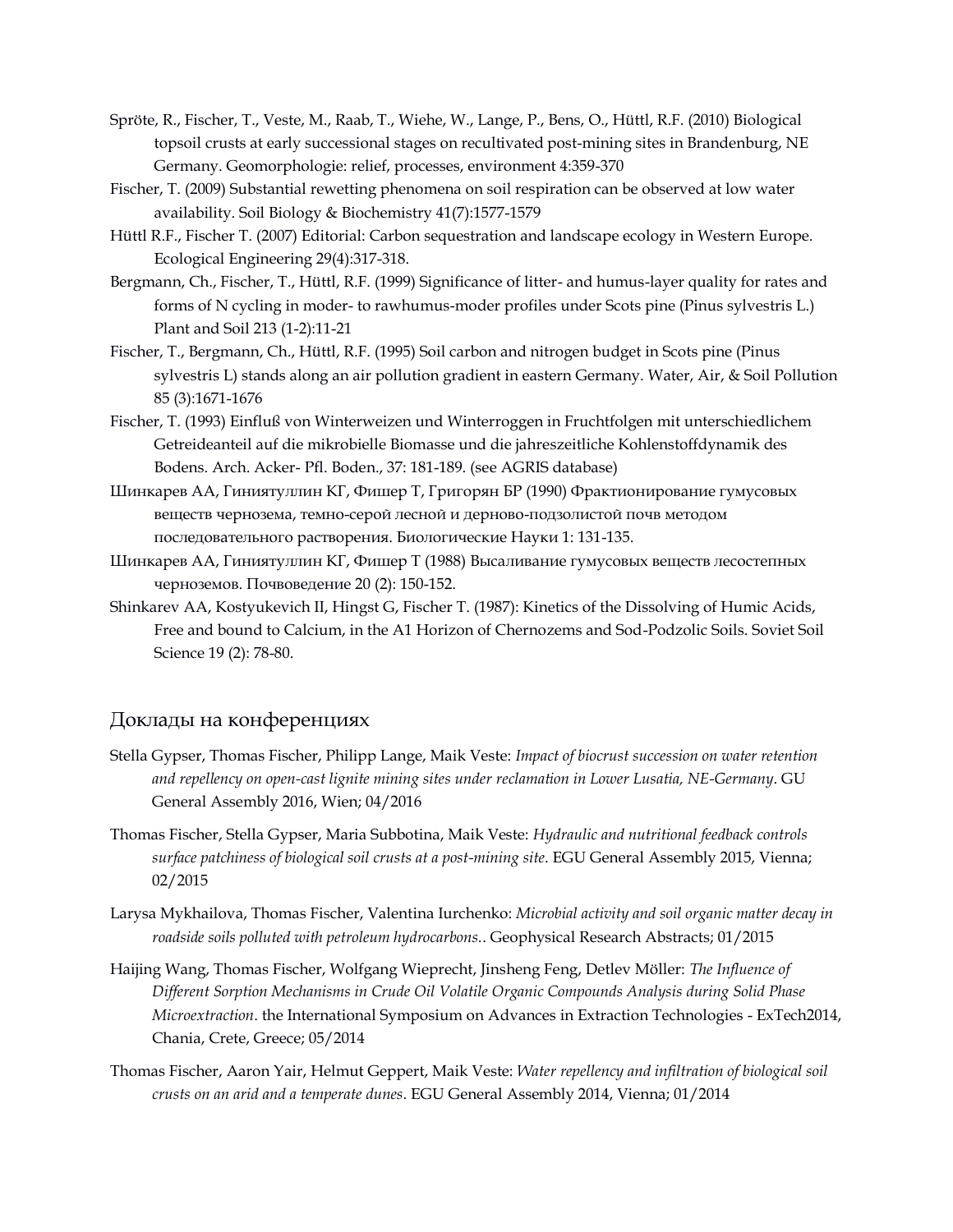Spröte, R., Fischer, T., Veste, M., Raab, T., Wiehe, W., Lange, P., Bens, O., Hüttl, R.F. (2010) Biological topsoil crusts at early successional stages on recultivated post-mining sites in Brandenburg, NE Germany. Geomorphologie: relief, processes, environment 4:359-370

Fischer, T. (2009) Substantial rewetting phenomena on soil respiration can be observed at low water availability. Soil Biology & Biochemistry 41(7):1577-1579

Hüttl R.F., Fischer T. (2007) Editorial: Carbon sequestration and landscape ecology in Western Europe. Ecological Engineering 29(4):317-318.

Bergmann, Ch., Fischer, T., Hüttl, R.F. (1999) Significance of litter- and humus-layer quality for rates and forms of N cycling in moder- to rawhumus-moder profiles under Scots pine (Pinus sylvestris L.) Plant and Soil 213 (1-2):11-21

Fischer, T., Bergmann, Ch., Hüttl, R.F. (1995) Soil carbon and nitrogen budget in Scots pine (Pinus sylvestris L) stands along an air pollution gradient in eastern Germany. Water, Air, & Soil Pollution 85 (3):1671-1676

Fischer, T. (1993) Einfluß von Winterweizen und Winterroggen in Fruchtfolgen mit unterschiedlichem Getreideanteil auf die mikrobielle Biomasse und die jahreszeitliche Kohlenstoffdynamik des Bodens. Arch. Acker- Pfl. Boden., 37: 181-189. (see AGRIS database)

Шинкарев АА, Гиниятуллин КГ, Фишер Т, Григорян БР (1990) Фрактионирование гумусовых веществ чернозема, темно-серой лесной и дерново-подзолистой почв методом последовательного растворения. Биологические Науки 1: 131-135.

Шинкарев АА, Гиниятуллин КГ, Фишер Т (1988) Высаливание гумусовых веществ лесостепных черноземов. Почвоведение 20 (2): 150-152.

Shinkarev AA, Kostyukevich II, Hingst G, Fischer T. (1987): Kinetics of the Dissolving of Humic Acids, Free and bound to Calcium, in the A1 Horizon of Chernozems and Sod-Podzolic Soils. Soviet Soil Science 19 (2): 78-80.

## Доклады на конференциях

Stella Gypser, Thomas Fischer, Philipp Lange, Maik Veste: *Impact of biocrust succession on water retention and repellency on open-cast lignite mining sites under reclamation in Lower Lusatia, NE-Germany*. GU General Assembly 2016, Wien; 04/2016

Thomas Fischer, Stella Gypser, Maria Subbotina, Maik Veste: *Hydraulic and nutritional feedback controls surface patchiness of biological soil crusts at a post-mining site*. EGU General Assembly 2015, Vienna; 02/2015

Larysa Mykhailova, Thomas Fischer, Valentina Iurchenko: *Microbial activity and soil organic matter decay in roadside soils polluted with petroleum hydrocarbons.*. Geophysical Research Abstracts; 01/2015

Haijing Wang, Thomas Fischer, Wolfgang Wieprecht, Jinsheng Feng, Detlev Möller: *The Influence of Different Sorption Mechanisms in Crude Oil Volatile Organic Compounds Analysis during Solid Phase Microextraction*. the International Symposium on Advances in Extraction Technologies - ExTech2014, Chania, Crete, Greece; 05/2014

Thomas Fischer, Aaron Yair, Helmut Geppert, Maik Veste: *Water repellency and infiltration of biological soil crusts on an arid and a temperate dunes*. EGU General Assembly 2014, Vienna; 01/2014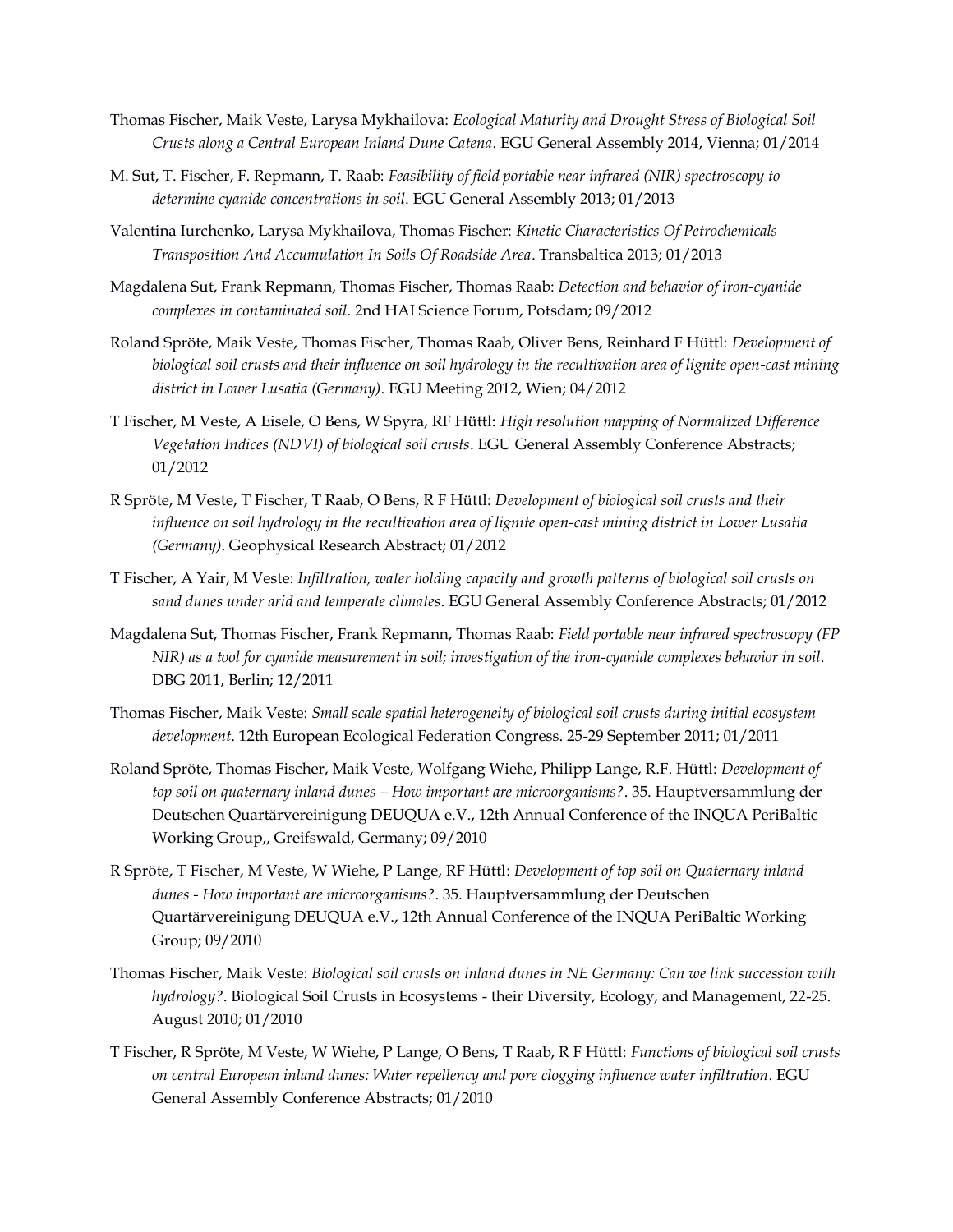Thomas Fischer, Maik Veste, Larysa Mykhailova: *Ecological Maturity and Drought Stress of Biological Soil Crusts along a Central European Inland Dune Catena*. EGU General Assembly 2014, Vienna; 01/2014

M. Sut, T. Fischer, F. Repmann, T. Raab: *Feasibility of field portable near infrared (NIR) spectroscopy to determine cyanide concentrations in soil*. EGU General Assembly 2013; 01/2013

Valentina Iurchenko, Larysa Mykhailova, Thomas Fischer: *Kinetic Characteristics Of Petrochemicals Transposition And Accumulation In Soils Of Roadside Area*. Transbaltica 2013; 01/2013

Magdalena Sut, Frank Repmann, Thomas Fischer, Thomas Raab: *Detection and behavior of iron-cyanide complexes in contaminated soil*. 2nd HAI Science Forum, Potsdam; 09/2012

Roland Spröte, Maik Veste, Thomas Fischer, Thomas Raab, Oliver Bens, Reinhard F Hüttl: *Development of biological soil crusts and their influence on soil hydrology in the recultivation area of lignite open-cast mining district in Lower Lusatia (Germany)*. EGU Meeting 2012, Wien; 04/2012

T Fischer, M Veste, A Eisele, O Bens, W Spyra, RF Hüttl: *High resolution mapping of Normalized Difference Vegetation Indices (NDVI) of biological soil crusts*. EGU General Assembly Conference Abstracts; 01/2012

R Spröte, M Veste, T Fischer, T Raab, O Bens, R F Hüttl: *Development of biological soil crusts and their influence on soil hydrology in the recultivation area of lignite open-cast mining district in Lower Lusatia (Germany)*. Geophysical Research Abstract; 01/2012

T Fischer, A Yair, M Veste: *Infiltration, water holding capacity and growth patterns of biological soil crusts on sand dunes under arid and temperate climates*. EGU General Assembly Conference Abstracts; 01/2012

Magdalena Sut, Thomas Fischer, Frank Repmann, Thomas Raab: *Field portable near infrared spectroscopy (FP NIR) as a tool for cyanide measurement in soil; investigation of the iron-cyanide complexes behavior in soil*. DBG 2011, Berlin; 12/2011

Thomas Fischer, Maik Veste: *Small scale spatial heterogeneity of biological soil crusts during initial ecosystem development*. 12th European Ecological Federation Congress. 25-29 September 2011; 01/2011

Roland Spröte, Thomas Fischer, Maik Veste, Wolfgang Wiehe, Philipp Lange, R.F. Hüttl: *Development of top soil on quaternary inland dunes – How important are microorganisms?*. 35. Hauptversammlung der Deutschen Quartärvereinigung DEUQUA e.V., 12th Annual Conference of the INQUA PeriBaltic Working Group,, Greifswald, Germany; 09/2010

R Spröte, T Fischer, M Veste, W Wiehe, P Lange, RF Hüttl: *Development of top soil on Quaternary inland dunes - How important are microorganisms?*. 35. Hauptversammlung der Deutschen Quartärvereinigung DEUQUA e.V., 12th Annual Conference of the INQUA PeriBaltic Working Group; 09/2010

Thomas Fischer, Maik Veste: *Biological soil crusts on inland dunes in NE Germany: Can we link succession with hydrology?*. Biological Soil Crusts in Ecosystems - their Diversity, Ecology, and Management, 22-25. August 2010; 01/2010

T Fischer, R Spröte, M Veste, W Wiehe, P Lange, O Bens, T Raab, R F Hüttl: *Functions of biological soil crusts on central European inland dunes: Water repellency and pore clogging influence water infiltration*. EGU General Assembly Conference Abstracts; 01/2010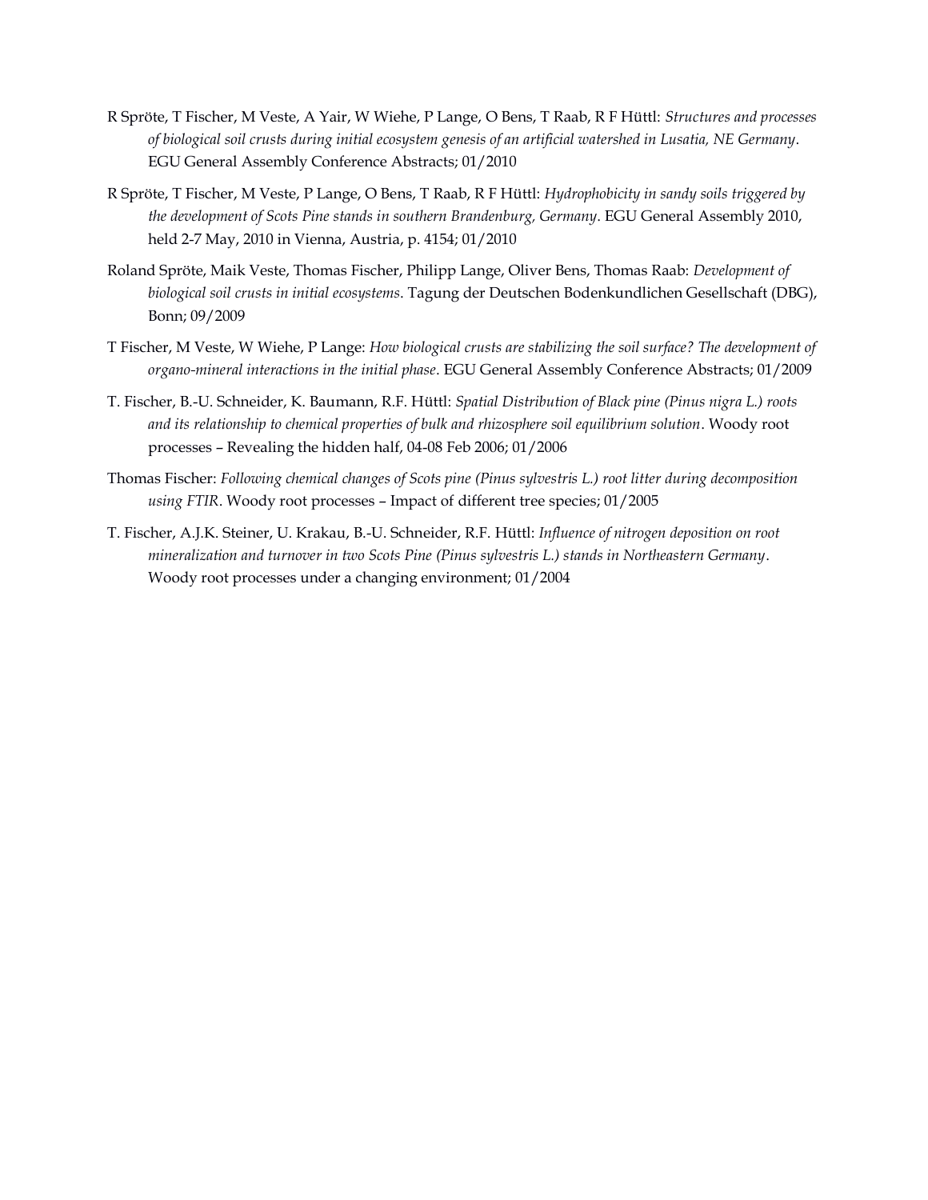R Spröte, T Fischer, M Veste, A Yair, W Wiehe, P Lange, O Bens, T Raab, R F Hüttl: *Structures and processes of biological soil crusts during initial ecosystem genesis of an artificial watershed in Lusatia, NE Germany*. EGU General Assembly Conference Abstracts; 01/2010

R Spröte, T Fischer, M Veste, P Lange, O Bens, T Raab, R F Hüttl: *Hydrophobicity in sandy soils triggered by the development of Scots Pine stands in southern Brandenburg, Germany*. EGU General Assembly 2010, held 2-7 May, 2010 in Vienna, Austria, p. 4154; 01/2010

Roland Spröte, Maik Veste, Thomas Fischer, Philipp Lange, Oliver Bens, Thomas Raab: *Development of biological soil crusts in initial ecosystems*. Tagung der Deutschen Bodenkundlichen Gesellschaft (DBG), Bonn; 09/2009

T Fischer, M Veste, W Wiehe, P Lange: *How biological crusts are stabilizing the soil surface? The development of organo-mineral interactions in the initial phase*. EGU General Assembly Conference Abstracts; 01/2009

T. Fischer, B.-U. Schneider, K. Baumann, R.F. Hüttl: *Spatial Distribution of Black pine (Pinus nigra L.) roots and its relationship to chemical properties of bulk and rhizosphere soil equilibrium solution*. Woody root processes – Revealing the hidden half, 04-08 Feb 2006; 01/2006

Thomas Fischer: *Following chemical changes of Scots pine (Pinus sylvestris L.) root litter during decomposition using FTIR*. Woody root processes – Impact of different tree species; 01/2005

T. Fischer, A.J.K. Steiner, U. Krakau, B.-U. Schneider, R.F. Hüttl: *Influence of nitrogen deposition on root mineralization and turnover in two Scots Pine (Pinus sylvestris L.) stands in Northeastern Germany*. Woody root processes under a changing environment; 01/2004